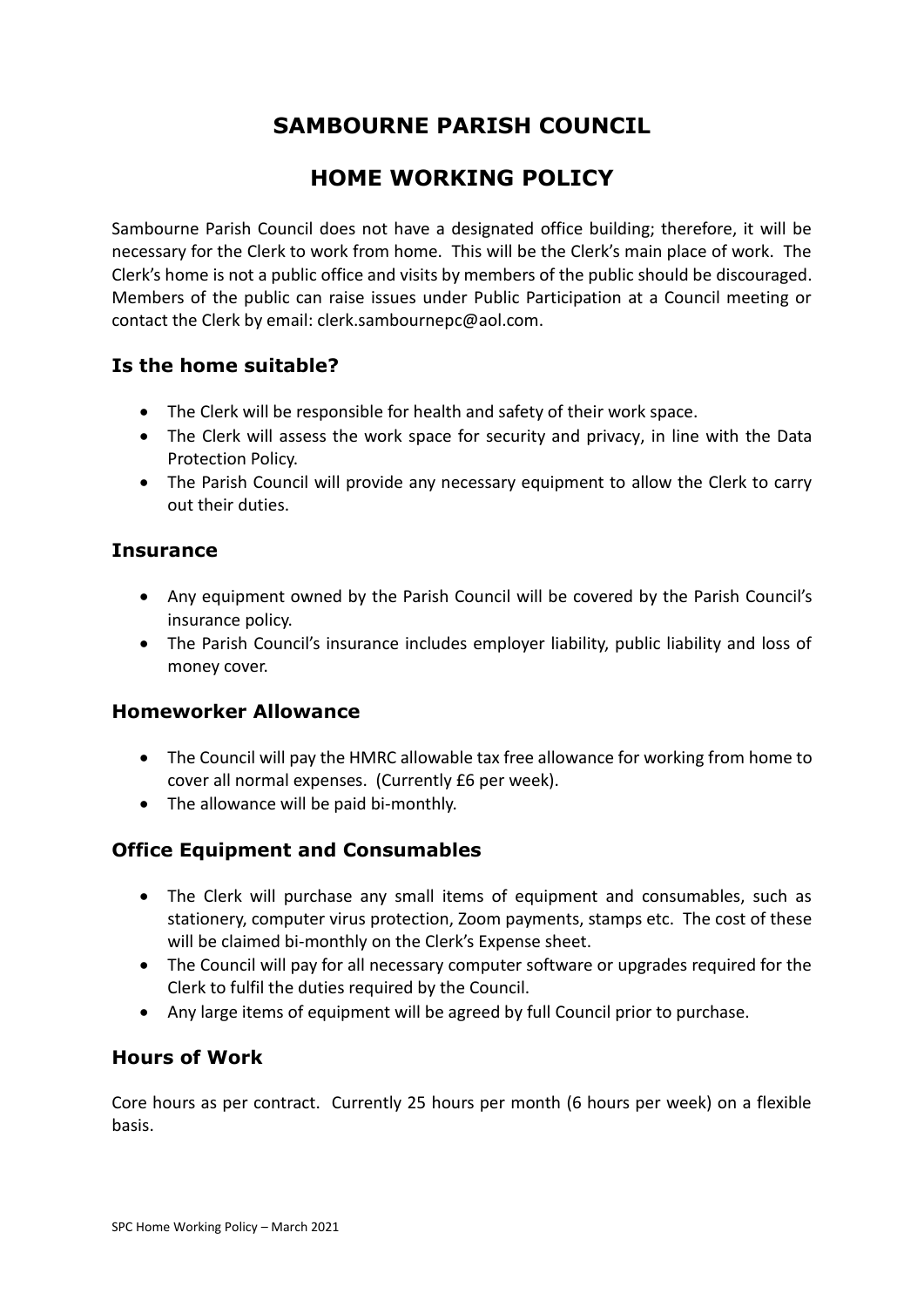# SAMBOURNE PARISH COUNCIL

# HOME WORKING POLICY

Sambourne Parish Council does not have a designated office building; therefore, it will be necessary for the Clerk to work from home. This will be the Clerk's main place of work. The Clerk's home is not a public office and visits by members of the public should be discouraged. Members of the public can raise issues under Public Participation at a Council meeting or contact the Clerk by email: clerk.sambournepc@aol.com.

## Is the home suitable?

- The Clerk will be responsible for health and safety of their work space.
- The Clerk will assess the work space for security and privacy, in line with the Data Protection Policy.
- The Parish Council will provide any necessary equipment to allow the Clerk to carry out their duties.

## Insurance

- Any equipment owned by the Parish Council will be covered by the Parish Council's insurance policy.
- The Parish Council's insurance includes employer liability, public liability and loss of money cover.

## Homeworker Allowance

- The Council will pay the HMRC allowable tax free allowance for working from home to cover all normal expenses. (Currently £6 per week).
- The allowance will be paid bi-monthly.

## Office Equipment and Consumables

- The Clerk will purchase any small items of equipment and consumables, such as stationery, computer virus protection, Zoom payments, stamps etc. The cost of these will be claimed bi-monthly on the Clerk's Expense sheet.
- The Council will pay for all necessary computer software or upgrades required for the Clerk to fulfil the duties required by the Council.
- Any large items of equipment will be agreed by full Council prior to purchase.

## Hours of Work

Core hours as per contract. Currently 25 hours per month (6 hours per week) on a flexible basis.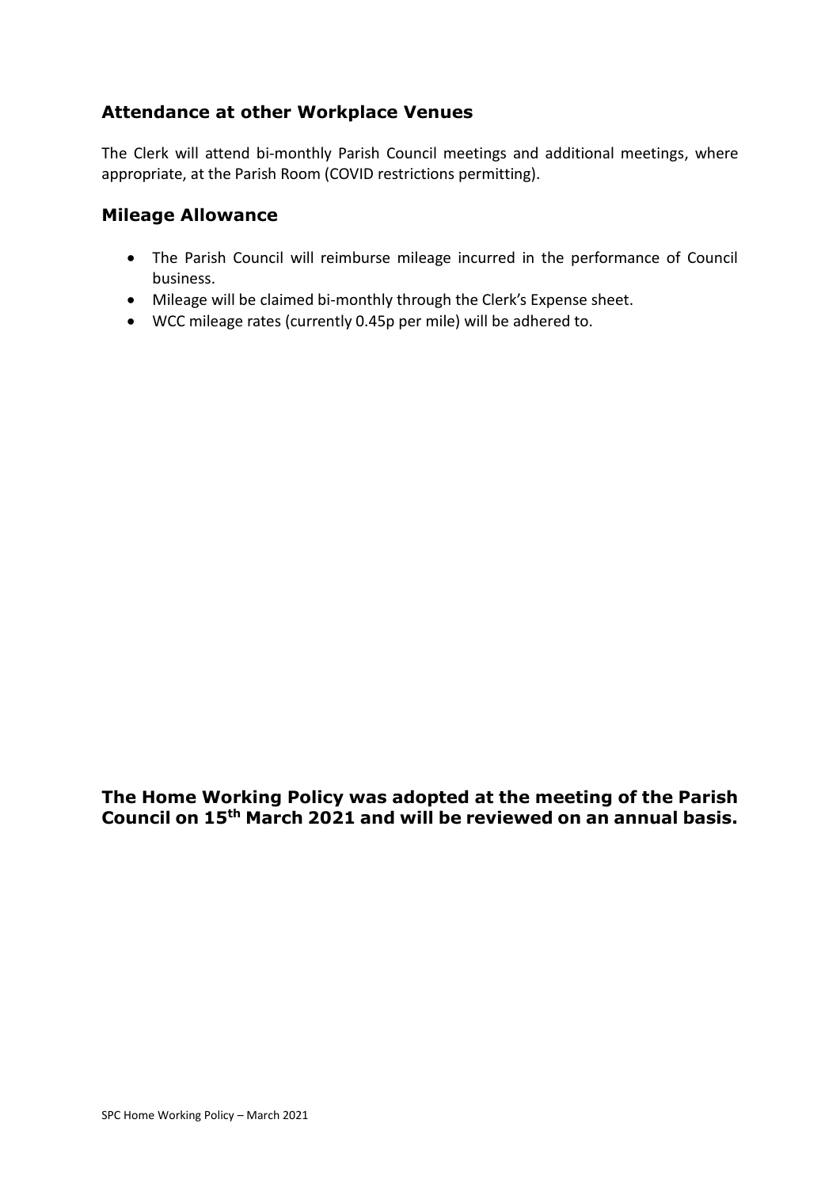## Attendance at other Workplace Venues

The Clerk will attend bi-monthly Parish Council meetings and additional meetings, where appropriate, at the Parish Room (COVID restrictions permitting).

## Mileage Allowance

- The Parish Council will reimburse mileage incurred in the performance of Council business.
- Mileage will be claimed bi-monthly through the Clerk's Expense sheet.
- WCC mileage rates (currently 0.45p per mile) will be adhered to.

**The Home Working Policy was adopted at the meeting of the Parish Council on 15th March 2021 and will be reviewed on an annual basis.**